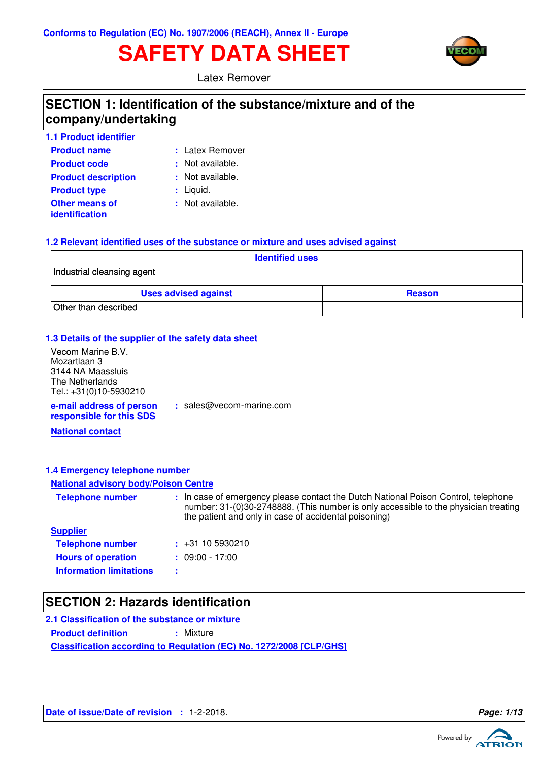Conforms to Regulation (EC) No. 1907/2006 (REACH), Annex II - Europe

# SAFETY DATA SHEET

Latex Remover

## SECTION 1: Identification of the substance/mixture and of the company/undertaking

### 1.1 Product identifier

**Product name** : Latex Remover

**Product code** : Not available.

**Product description** : Not available.

**Product type** : Liquid.

**Other means of identification** : Not available.

### 1.2 Relevant identified uses of the substance or mixture and uses advised against

| Identified uses |
|---|
| Industrial cleansing agent |

| Uses advised against | Reason |
|---|---|
| Other than described | |

### 1.3 Details of the supplier of the safety data sheet

Vecom Marine B.V.
Mozartlaan 3
3144 NA Maassluis
The Netherlands
Tel.: +31(0)10-5930210

**e-mail address of person responsible for this SDS** : sales@vecom-marine.com

**National contact**

### 1.4 Emergency telephone number

**National advisory body/Poison Centre**

**Telephone number** : In case of emergency please contact the Dutch National Poison Control, telephone number: 31-(0)30-2748888. (This number is only accessible to the physician treating the patient and only in case of accidental poisoning)

**Supplier**

**Telephone number** : +31 10 5930210

**Hours of operation** : 09:00 - 17:00

**Information limitations** :

## SECTION 2: Hazards identification

### 2.1 Classification of the substance or mixture

**Product definition** : Mixture

**Classification according to Regulation (EC) No. 1272/2008 [CLP/GHS]**

**Date of issue/Date of revision** : 1-2-2018.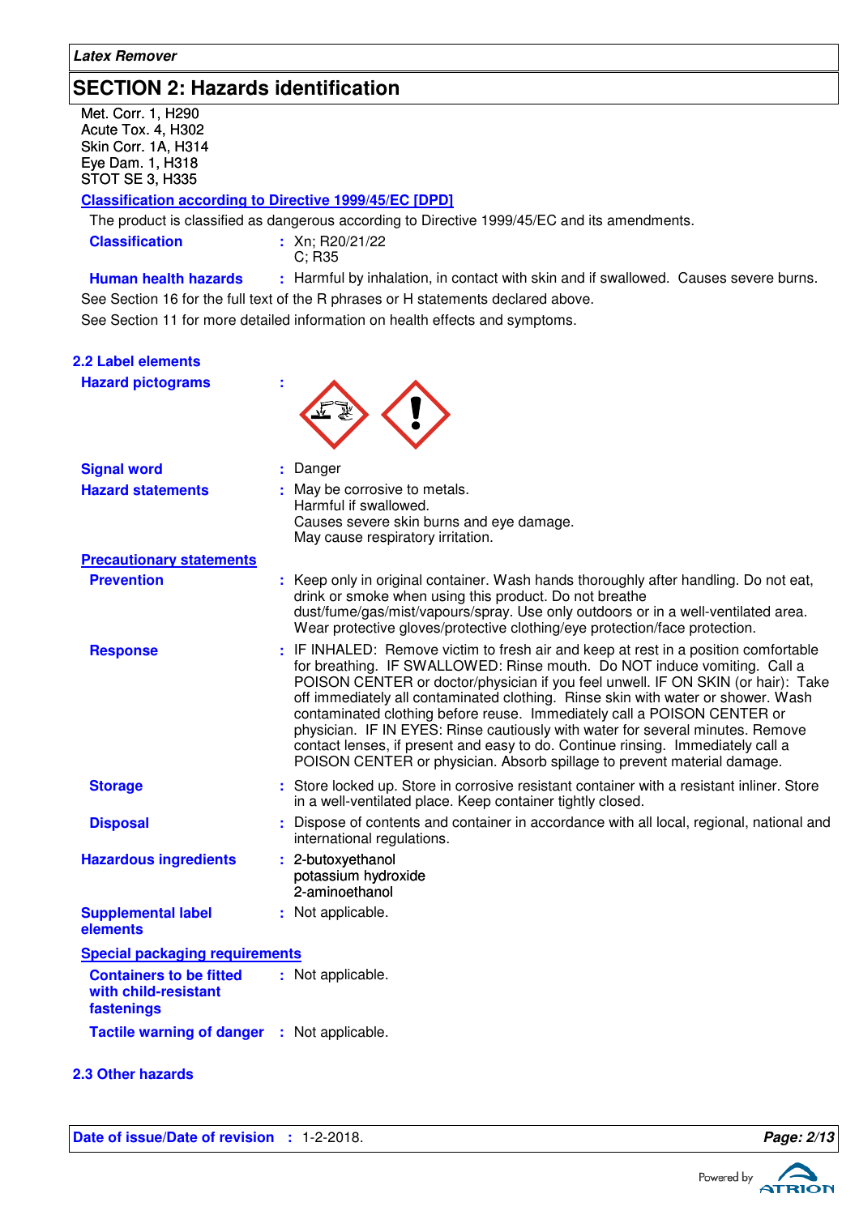## SECTION 2: Hazards identification

Met. Corr. 1, H290
Acute Tox. 4, H302
Skin Corr. 1A, H314
Eye Dam. 1, H318
STOT SE 3, H335

**Classification according to Directive 1999/45/EC [DPD]**

The product is classified as dangerous according to Directive 1999/45/EC and its amendments.

**Classification** : Xn; R20/21/22
C; R35

**Human health hazards** : Harmful by inhalation, in contact with skin and if swallowed. Causes severe burns.

See Section 16 for the full text of the R phrases or H statements declared above.

See Section 11 for more detailed information on health effects and symptoms.

### 2.2 Label elements

**Hazard pictograms** :

**Signal word** : Danger

**Hazard statements** : May be corrosive to metals.
Harmful if swallowed.
Causes severe skin burns and eye damage.
May cause respiratory irritation.

**Precautionary statements**

**Prevention** : Keep only in original container. Wash hands thoroughly after handling. Do not eat, drink or smoke when using this product. Do not breathe dust/fume/gas/mist/vapours/spray. Use only outdoors or in a well-ventilated area. Wear protective gloves/protective clothing/eye protection/face protection.

**Response** : IF INHALED: Remove victim to fresh air and keep at rest in a position comfortable for breathing. IF SWALLOWED: Rinse mouth. Do NOT induce vomiting. Call a POISON CENTER or doctor/physician if you feel unwell. IF ON SKIN (or hair): Take off immediately all contaminated clothing. Rinse skin with water or shower. Wash contaminated clothing before reuse. Immediately call a POISON CENTER or physician. IF IN EYES: Rinse cautiously with water for several minutes. Remove contact lenses, if present and easy to do. Continue rinsing. Immediately call a POISON CENTER or physician. Absorb spillage to prevent material damage.

**Storage** : Store locked up. Store in corrosive resistant container with a resistant inliner. Store in a well-ventilated place. Keep container tightly closed.

**Disposal** : Dispose of contents and container in accordance with all local, regional, national and international regulations.

**Hazardous ingredients** : 2-butoxyethanol
potassium hydroxide
2-aminoethanol

**Supplemental label elements** : Not applicable.

**Special packaging requirements**

**Containers to be fitted with child-resistant fastenings** : Not applicable.

**Tactile warning of danger** : Not applicable.

### 2.3 Other hazards

**Date of issue/Date of revision** : 1-2-2018.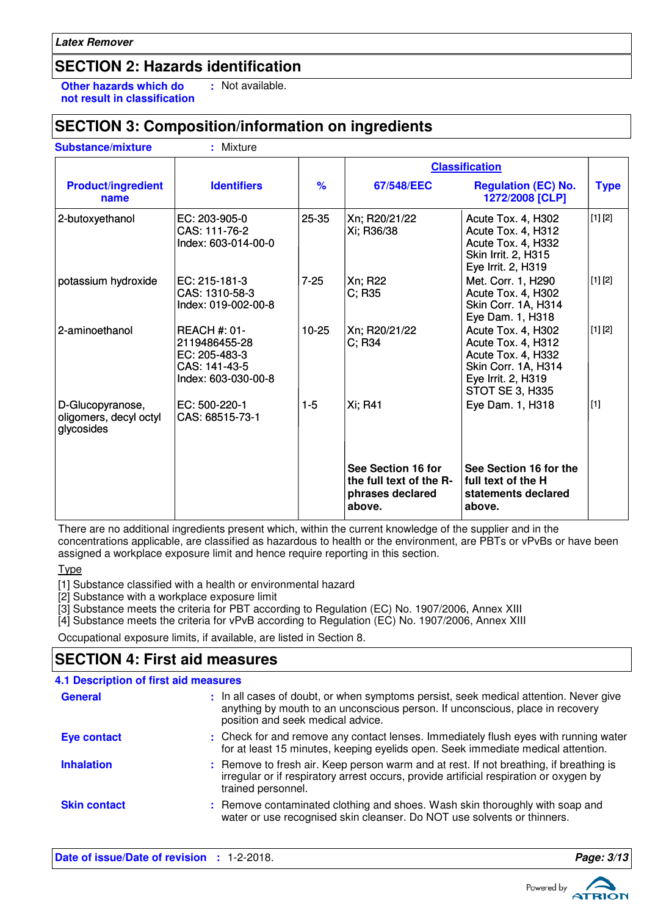## SECTION 2: Hazards identification

**Other hazards which do not result in classification** : Not available.

## SECTION 3: Composition/information on ingredients

**Substance/mixture** : Mixture

| Product/ingredient name | Identifiers | % | Classification | | Type |
|---|---|---|---|---|---|
| | | | 67/548/EEC | Regulation (EC) No. 1272/2008 [CLP] | |
| 2-butoxyethanol | EC: 203-905-0<br>CAS: 111-76-2<br>Index: 603-014-00-0 | 25-35 | Xn; R20/21/22<br>Xi; R36/38 | Acute Tox. 4, H302<br>Acute Tox. 4, H312<br>Acute Tox. 4, H332<br>Skin Irrit. 2, H315<br>Eye Irrit. 2, H319 | [1] [2] |
| potassium hydroxide | EC: 215-181-3<br>CAS: 1310-58-3<br>Index: 019-002-00-8 | 7-25 | Xn; R22<br>C; R35 | Met. Corr. 1, H290<br>Acute Tox. 4, H302<br>Skin Corr. 1A, H314<br>Eye Dam. 1, H318 | [1] [2] |
| 2-aminoethanol | REACH #: 01-2119486455-28<br>EC: 205-483-3<br>CAS: 141-43-5<br>Index: 603-030-00-8 | 10-25 | Xn; R20/21/22<br>C; R34 | Acute Tox. 4, H302<br>Acute Tox. 4, H312<br>Acute Tox. 4, H332<br>Skin Corr. 1A, H314<br>Eye Irrit. 2, H319<br>STOT SE 3, H335 | [1] [2] |
| D-Glucopyranose, oligomers, decyl octyl glycosides | EC: 500-220-1<br>CAS: 68515-73-1 | 1-5 | Xi; R41 | Eye Dam. 1, H318 | [1] |
| | | | **See Section 16 for the full text of the R-phrases declared above.** | **See Section 16 for the full text of the H statements declared above.** | |

There are no additional ingredients present which, within the current knowledge of the supplier and in the concentrations applicable, are classified as hazardous to health or the environment, are PBTs or vPvBs or have been assigned a workplace exposure limit and hence require reporting in this section.

Type

[1] Substance classified with a health or environmental hazard
[2] Substance with a workplace exposure limit
[3] Substance meets the criteria for PBT according to Regulation (EC) No. 1907/2006, Annex XIII
[4] Substance meets the criteria for vPvB according to Regulation (EC) No. 1907/2006, Annex XIII

Occupational exposure limits, if available, are listed in Section 8.

## SECTION 4: First aid measures

### 4.1 Description of first aid measures

**General** : In all cases of doubt, or when symptoms persist, seek medical attention. Never give anything by mouth to an unconscious person. If unconscious, place in recovery position and seek medical advice.

**Eye contact** : Check for and remove any contact lenses. Immediately flush eyes with running water for at least 15 minutes, keeping eyelids open. Seek immediate medical attention.

**Inhalation** : Remove to fresh air. Keep person warm and at rest. If not breathing, if breathing is irregular or if respiratory arrest occurs, provide artificial respiration or oxygen by trained personnel.

**Skin contact** : Remove contaminated clothing and shoes. Wash skin thoroughly with soap and water or use recognised skin cleanser. Do NOT use solvents or thinners.

**Date of issue/Date of revision** : 1-2-2018.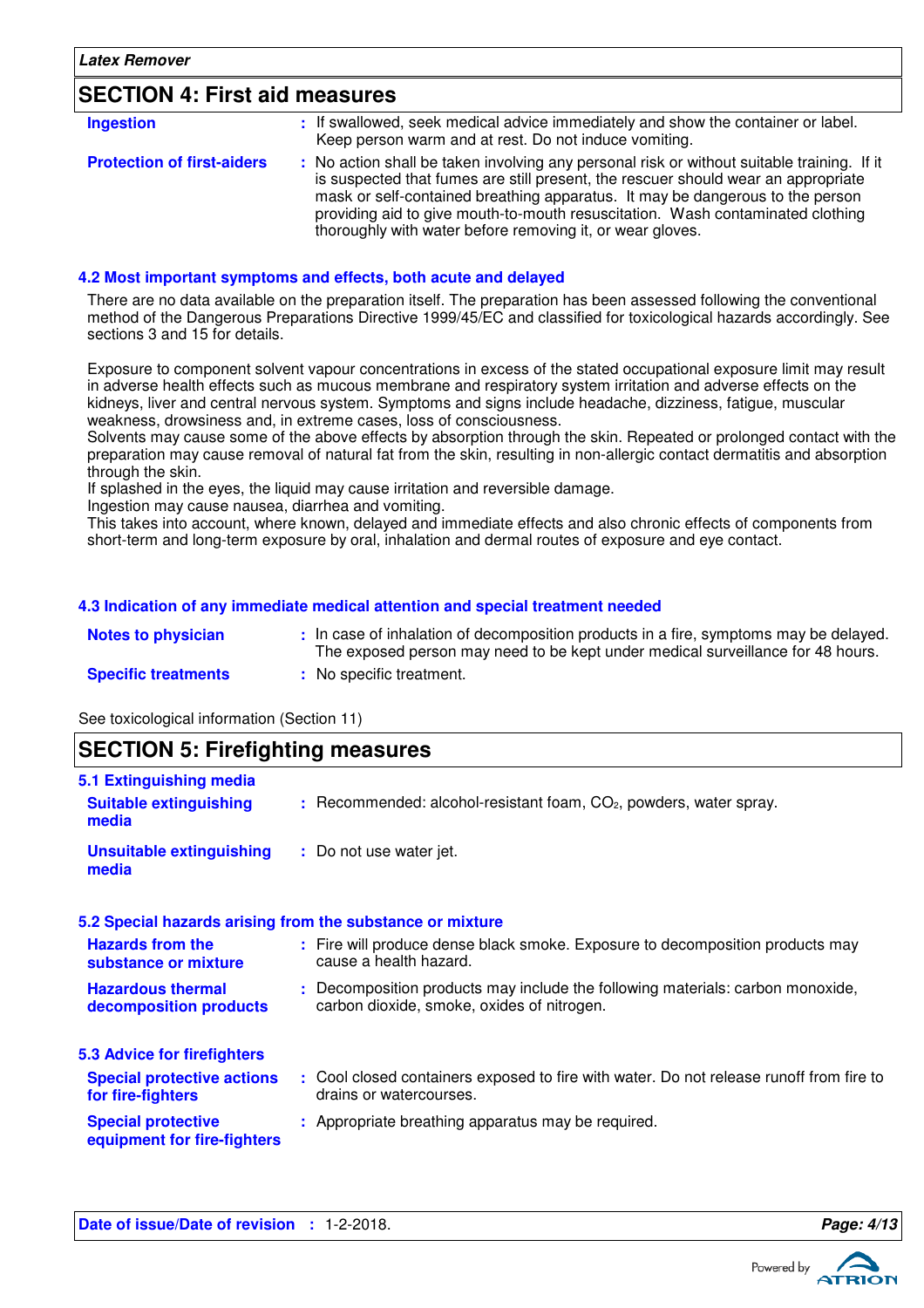## SECTION 4: First aid measures

**Ingestion** : If swallowed, seek medical advice immediately and show the container or label. Keep person warm and at rest. Do not induce vomiting.

**Protection of first-aiders** : No action shall be taken involving any personal risk or without suitable training. If it is suspected that fumes are still present, the rescuer should wear an appropriate mask or self-contained breathing apparatus. It may be dangerous to the person providing aid to give mouth-to-mouth resuscitation. Wash contaminated clothing thoroughly with water before removing it, or wear gloves.

### 4.2 Most important symptoms and effects, both acute and delayed

There are no data available on the preparation itself. The preparation has been assessed following the conventional method of the Dangerous Preparations Directive 1999/45/EC and classified for toxicological hazards accordingly. See sections 3 and 15 for details.

Exposure to component solvent vapour concentrations in excess of the stated occupational exposure limit may result in adverse health effects such as mucous membrane and respiratory system irritation and adverse effects on the kidneys, liver and central nervous system. Symptoms and signs include headache, dizziness, fatigue, muscular weakness, drowsiness and, in extreme cases, loss of consciousness.
Solvents may cause some of the above effects by absorption through the skin. Repeated or prolonged contact with the preparation may cause removal of natural fat from the skin, resulting in non-allergic contact dermatitis and absorption through the skin.
If splashed in the eyes, the liquid may cause irritation and reversible damage.
Ingestion may cause nausea, diarrhea and vomiting.
This takes into account, where known, delayed and immediate effects and also chronic effects of components from short-term and long-term exposure by oral, inhalation and dermal routes of exposure and eye contact.

### 4.3 Indication of any immediate medical attention and special treatment needed

**Notes to physician** : In case of inhalation of decomposition products in a fire, symptoms may be delayed. The exposed person may need to be kept under medical surveillance for 48 hours.

**Specific treatments** : No specific treatment.

See toxicological information (Section 11)

## SECTION 5: Firefighting measures

### 5.1 Extinguishing media

**Suitable extinguishing media** : Recommended: alcohol-resistant foam, $CO_2$, powders, water spray.

**Unsuitable extinguishing media** : Do not use water jet.

### 5.2 Special hazards arising from the substance or mixture

**Hazards from the substance or mixture** : Fire will produce dense black smoke. Exposure to decomposition products may cause a health hazard.

**Hazardous thermal decomposition products** : Decomposition products may include the following materials: carbon monoxide, carbon dioxide, smoke, oxides of nitrogen.

### 5.3 Advice for firefighters

**Special protective actions for fire-fighters** : Cool closed containers exposed to fire with water. Do not release runoff from fire to drains or watercourses.

**Special protective equipment for fire-fighters** : Appropriate breathing apparatus may be required.

**Date of issue/Date of revision** : 1-2-2018.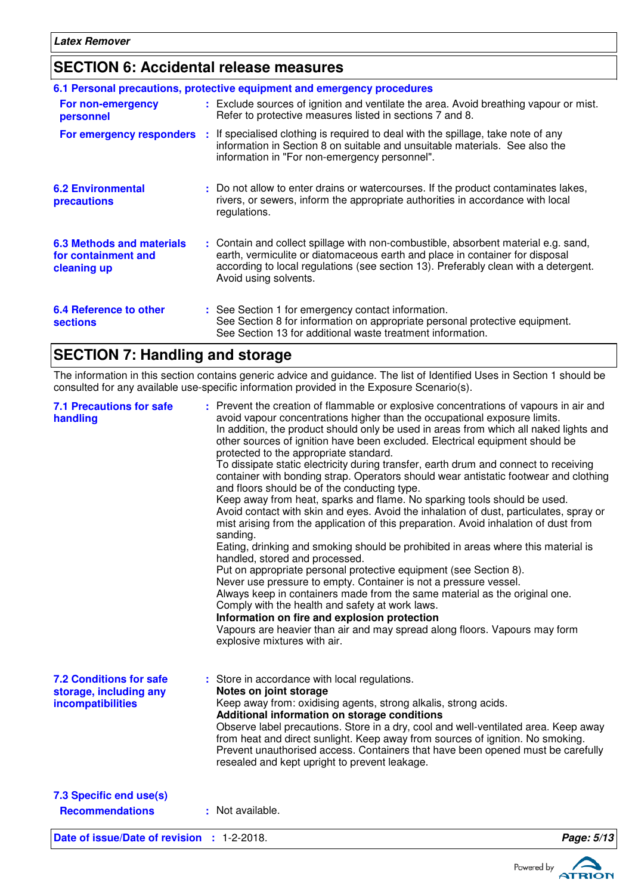## SECTION 6: Accidental release measures

### 6.1 Personal precautions, protective equipment and emergency procedures

**For non-emergency personnel** : Exclude sources of ignition and ventilate the area. Avoid breathing vapour or mist. Refer to protective measures listed in sections 7 and 8.

**For emergency responders** : If specialised clothing is required to deal with the spillage, take note of any information in Section 8 on suitable and unsuitable materials. See also the information in "For non-emergency personnel".

**6.2 Environmental precautions** : Do not allow to enter drains or watercourses. If the product contaminates lakes, rivers, or sewers, inform the appropriate authorities in accordance with local regulations.

**6.3 Methods and materials for containment and cleaning up** : Contain and collect spillage with non-combustible, absorbent material e.g. sand, earth, vermiculite or diatomaceous earth and place in container for disposal according to local regulations (see section 13). Preferably clean with a detergent. Avoid using solvents.

**6.4 Reference to other sections** : See Section 1 for emergency contact information.
See Section 8 for information on appropriate personal protective equipment.
See Section 13 for additional waste treatment information.

## SECTION 7: Handling and storage

The information in this section contains generic advice and guidance. The list of Identified Uses in Section 1 should be consulted for any available use-specific information provided in the Exposure Scenario(s).

**7.1 Precautions for safe handling** : Prevent the creation of flammable or explosive concentrations of vapours in air and avoid vapour concentrations higher than the occupational exposure limits.
In addition, the product should only be used in areas from which all naked lights and other sources of ignition have been excluded. Electrical equipment should be protected to the appropriate standard.
To dissipate static electricity during transfer, earth drum and connect to receiving container with bonding strap. Operators should wear antistatic footwear and clothing and floors should be of the conducting type.
Keep away from heat, sparks and flame. No sparking tools should be used.
Avoid contact with skin and eyes. Avoid the inhalation of dust, particulates, spray or mist arising from the application of this preparation. Avoid inhalation of dust from sanding.
Eating, drinking and smoking should be prohibited in areas where this material is handled, stored and processed.
Put on appropriate personal protective equipment (see Section 8).
Never use pressure to empty. Container is not a pressure vessel.
Always keep in containers made from the same material as the original one.
Comply with the health and safety at work laws.
**Information on fire and explosion protection**
Vapours are heavier than air and may spread along floors. Vapours may form explosive mixtures with air.

**7.2 Conditions for safe storage, including any incompatibilities** : Store in accordance with local regulations.
**Notes on joint storage**
Keep away from: oxidising agents, strong alkalis, strong acids.
**Additional information on storage conditions**
Observe label precautions. Store in a dry, cool and well-ventilated area. Keep away from heat and direct sunlight. Keep away from sources of ignition. No smoking. Prevent unauthorised access. Containers that have been opened must be carefully resealed and kept upright to prevent leakage.

### 7.3 Specific end use(s)

**Recommendations** : Not available.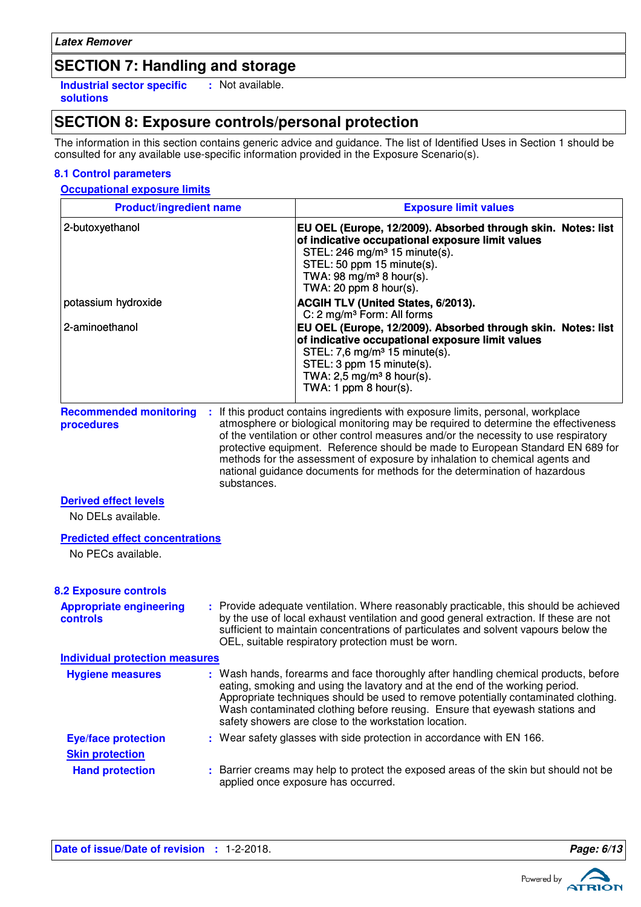## SECTION 7: Handling and storage

**Industrial sector specific solutions** : Not available.

## SECTION 8: Exposure controls/personal protection

The information in this section contains generic advice and guidance. The list of Identified Uses in Section 1 should be consulted for any available use-specific information provided in the Exposure Scenario(s).

### 8.1 Control parameters

#### Occupational exposure limits

| Product/ingredient name | Exposure limit values |
|---|---|
| 2-butoxyethanol | **EU OEL (Europe, 12/2009). Absorbed through skin. Notes: list of indicative occupational exposure limit values**<br>STEL: 246 mg/m³ 15 minute(s).<br>STEL: 50 ppm 15 minute(s).<br>TWA: 98 mg/m³ 8 hour(s).<br>TWA: 20 ppm 8 hour(s). |
| potassium hydroxide | **ACGIH TLV (United States, 6/2013).**<br>C: 2 mg/m³ Form: All forms |
| 2-aminoethanol | **EU OEL (Europe, 12/2009). Absorbed through skin. Notes: list of indicative occupational exposure limit values**<br>STEL: 7,6 mg/m³ 15 minute(s).<br>STEL: 3 ppm 15 minute(s).<br>TWA: 2,5 mg/m³ 8 hour(s).<br>TWA: 1 ppm 8 hour(s). |

**Recommended monitoring procedures** : If this product contains ingredients with exposure limits, personal, workplace atmosphere or biological monitoring may be required to determine the effectiveness of the ventilation or other control measures and/or the necessity to use respiratory protective equipment. Reference should be made to European Standard EN 689 for methods for the assessment of exposure by inhalation to chemical agents and national guidance documents for methods for the determination of hazardous substances.

#### Derived effect levels

No DELs available.

#### Predicted effect concentrations

No PECs available.

### 8.2 Exposure controls

**Appropriate engineering controls** : Provide adequate ventilation. Where reasonably practicable, this should be achieved by the use of local exhaust ventilation and good general extraction. If these are not sufficient to maintain concentrations of particulates and solvent vapours below the OEL, suitable respiratory protection must be worn.

#### Individual protection measures

**Hygiene measures** : Wash hands, forearms and face thoroughly after handling chemical products, before eating, smoking and using the lavatory and at the end of the working period. Appropriate techniques should be used to remove potentially contaminated clothing. Wash contaminated clothing before reusing. Ensure that eyewash stations and safety showers are close to the workstation location.

**Eye/face protection** : Wear safety glasses with side protection in accordance with EN 166.

**Skin protection**

**Hand protection** : Barrier creams may help to protect the exposed areas of the skin but should not be applied once exposure has occurred.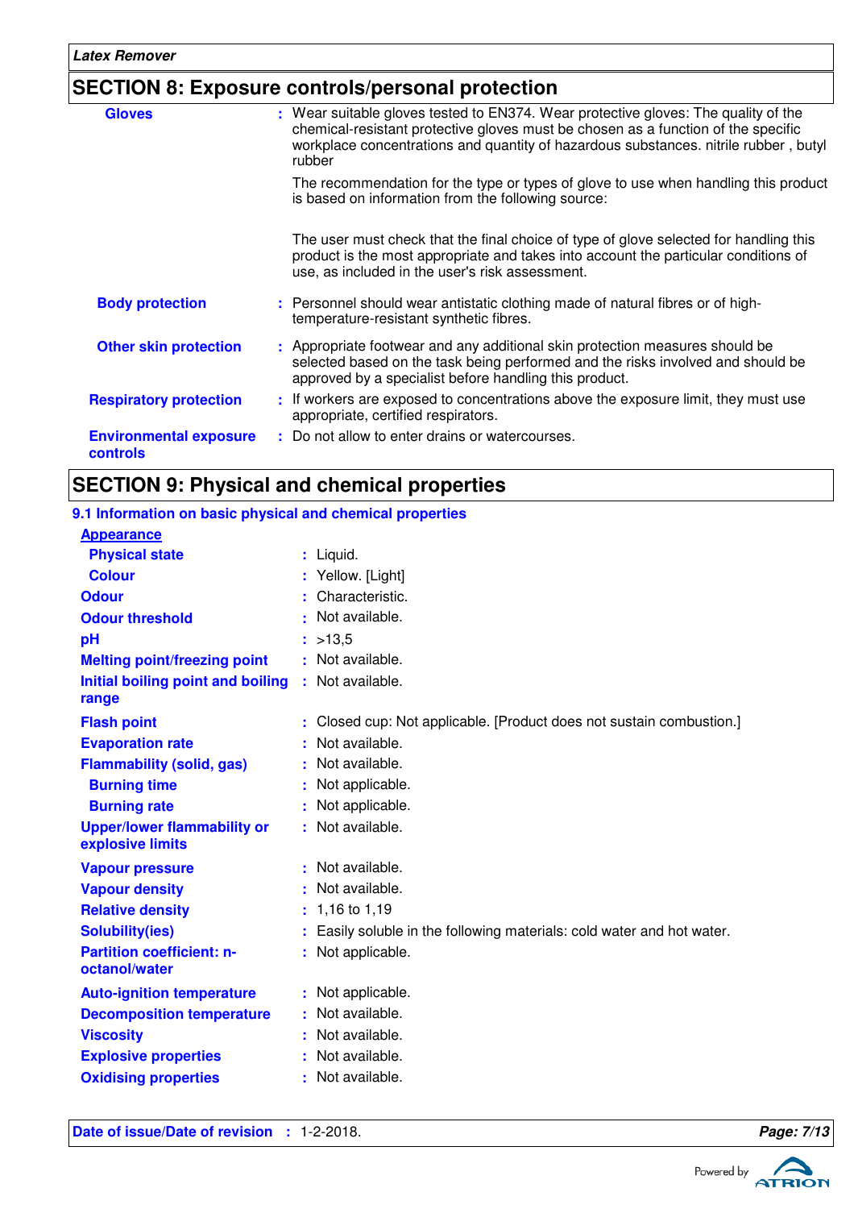## SECTION 8: Exposure controls/personal protection

| | |
|---|---|
| **Gloves** | : Wear suitable gloves tested to EN374. Wear protective gloves: The quality of the chemical-resistant protective gloves must be chosen as a function of the specific workplace concentrations and quantity of hazardous substances. nitrile rubber , butyl rubber<br><br>The recommendation for the type or types of glove to use when handling this product is based on information from the following source:<br><br>The user must check that the final choice of type of glove selected for handling this product is the most appropriate and takes into account the particular conditions of use, as included in the user's risk assessment. |
| **Body protection** | : Personnel should wear antistatic clothing made of natural fibres or of high-temperature-resistant synthetic fibres. |
| **Other skin protection** | : Appropriate footwear and any additional skin protection measures should be selected based on the task being performed and the risks involved and should be approved by a specialist before handling this product. |
| **Respiratory protection** | : If workers are exposed to concentrations above the exposure limit, they must use appropriate, certified respirators. |
| **Environmental exposure controls** | : Do not allow to enter drains or watercourses. |

## SECTION 9: Physical and chemical properties

### 9.1 Information on basic physical and chemical properties

**Appearance**

| | |
|---|---|
| **Physical state** | : Liquid. |
| **Colour** | : Yellow. [Light] |
| **Odour** | : Characteristic. |
| **Odour threshold** | : Not available. |
| **pH** | : >13,5 |
| **Melting point/freezing point** | : Not available. |
| **Initial boiling point and boiling range** | : Not available. |
| **Flash point** | : Closed cup: Not applicable. [Product does not sustain combustion.] |
| **Evaporation rate** | : Not available. |
| **Flammability (solid, gas)** | : Not available. |
| **Burning time** | : Not applicable. |
| **Burning rate** | : Not applicable. |
| **Upper/lower flammability or explosive limits** | : Not available. |
| **Vapour pressure** | : Not available. |
| **Vapour density** | : Not available. |
| **Relative density** | : 1,16 to 1,19 |
| **Solubility(ies)** | : Easily soluble in the following materials: cold water and hot water. |
| **Partition coefficient: n-octanol/water** | : Not applicable. |
| **Auto-ignition temperature** | : Not applicable. |
| **Decomposition temperature** | : Not available. |
| **Viscosity** | : Not available. |
| **Explosive properties** | : Not available. |
| **Oxidising properties** | : Not available. |

**Date of issue/Date of revision** : 1-2-2018.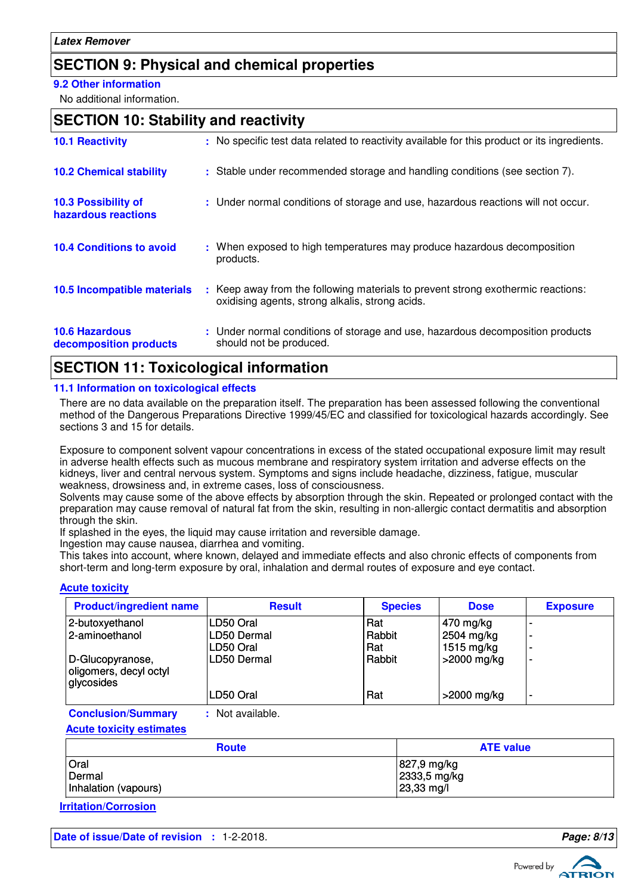*Latex Remover*

## SECTION 9: Physical and chemical properties

### 9.2 Other information

No additional information.

## SECTION 10: Stability and reactivity

**10.1 Reactivity** : No specific test data related to reactivity available for this product or its ingredients.

**10.2 Chemical stability** : Stable under recommended storage and handling conditions (see section 7).

**10.3 Possibility of hazardous reactions** : Under normal conditions of storage and use, hazardous reactions will not occur.

**10.4 Conditions to avoid** : When exposed to high temperatures may produce hazardous decomposition products.

**10.5 Incompatible materials** : Keep away from the following materials to prevent strong exothermic reactions: oxidising agents, strong alkalis, strong acids.

**10.6 Hazardous decomposition products** : Under normal conditions of storage and use, hazardous decomposition products should not be produced.

## SECTION 11: Toxicological information

### 11.1 Information on toxicological effects

There are no data available on the preparation itself. The preparation has been assessed following the conventional method of the Dangerous Preparations Directive 1999/45/EC and classified for toxicological hazards accordingly. See sections 3 and 15 for details.

Exposure to component solvent vapour concentrations in excess of the stated occupational exposure limit may result in adverse health effects such as mucous membrane and respiratory system irritation and adverse effects on the kidneys, liver and central nervous system. Symptoms and signs include headache, dizziness, fatigue, muscular weakness, drowsiness and, in extreme cases, loss of consciousness.
Solvents may cause some of the above effects by absorption through the skin. Repeated or prolonged contact with the preparation may cause removal of natural fat from the skin, resulting in non-allergic contact dermatitis and absorption through the skin.
If splashed in the eyes, the liquid may cause irritation and reversible damage.
Ingestion may cause nausea, diarrhea and vomiting.
This takes into account, where known, delayed and immediate effects and also chronic effects of components from short-term and long-term exposure by oral, inhalation and dermal routes of exposure and eye contact.

**Acute toxicity**

| Product/ingredient name | Result | Species | Dose | Exposure |
|---|---|---|---|---|
| 2-butoxyethanol | LD50 Oral | Rat | 470 mg/kg | - |
| 2-aminoethanol | LD50 Dermal | Rabbit | 2504 mg/kg | - |
| | LD50 Oral | Rat | 1515 mg/kg | - |
| D-Glucopyranose, oligomers, decyl octyl glycosides | LD50 Dermal | Rabbit | >2000 mg/kg | - |
| | LD50 Oral | Rat | >2000 mg/kg | - |

**Conclusion/Summary** : Not available.

**Acute toxicity estimates**

| Route | ATE value |
|---|---|
| Oral | 827,9 mg/kg |
| Dermal | 2333,5 mg/kg |
| Inhalation (vapours) | 23,33 mg/l |

**Irritation/Corrosion**

**Date of issue/Date of revision** : 1-2-2018.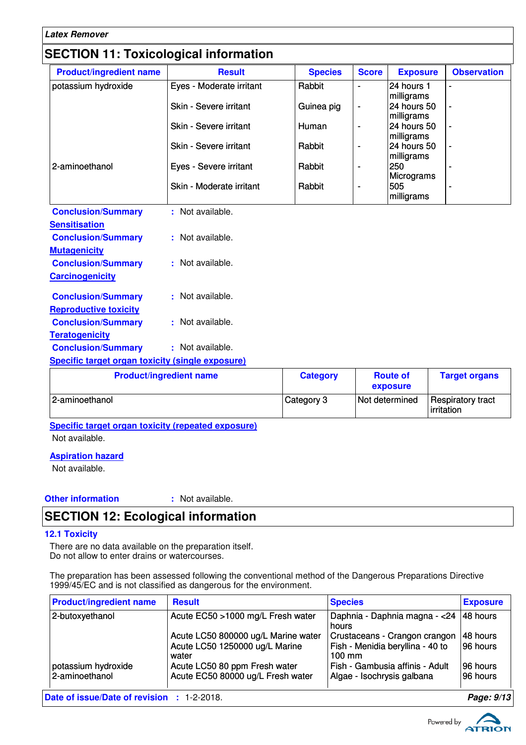## SECTION 11: Toxicological information

| Product/ingredient name | Result | Species | Score | Exposure | Observation |
|---|---|---|---|---|---|
| potassium hydroxide | Eyes - Moderate irritant | Rabbit | - | 24 hours 1 milligrams | - |
| | Skin - Severe irritant | Guinea pig | - | 24 hours 50 milligrams | - |
| | Skin - Severe irritant | Human | - | 24 hours 50 milligrams | - |
| | Skin - Severe irritant | Rabbit | - | 24 hours 50 milligrams | - |
| 2-aminoethanol | Eyes - Severe irritant | Rabbit | - | 250 Micrograms | - |
| | Skin - Moderate irritant | Rabbit | - | 505 milligrams | - |

**Conclusion/Summary** : Not available.

**Sensitisation**

**Conclusion/Summary** : Not available.

**Mutagenicity**

**Conclusion/Summary** : Not available.

**Carcinogenicity**

**Conclusion/Summary** : Not available.

**Reproductive toxicity**

**Conclusion/Summary** : Not available.

**Teratogenicity**

**Conclusion/Summary** : Not available.

**Specific target organ toxicity (single exposure)**

| Product/ingredient name | Category | Route of exposure | Target organs |
|---|---|---|---|
| 2-aminoethanol | Category 3 | Not determined | Respiratory tract irritation |

**Specific target organ toxicity (repeated exposure)**

Not available.

**Aspiration hazard**

Not available.

**Other information** : Not available.

## SECTION 12: Ecological information

### 12.1 Toxicity

There are no data available on the preparation itself.
Do not allow to enter drains or watercourses.

The preparation has been assessed following the conventional method of the Dangerous Preparations Directive 1999/45/EC and is not classified as dangerous for the environment.

| Product/ingredient name | Result | Species | Exposure |
|---|---|---|---|
| 2-butoxyethanol | Acute EC50 >1000 mg/L Fresh water | Daphnia - Daphnia magna - <24 hours | 48 hours |
| | Acute LC50 800000 ug/L Marine water | Crustaceans - Crangon crangon | 48 hours |
| | Acute LC50 1250000 ug/L Marine water | Fish - Menidia beryllina - 40 to 100 mm | 96 hours |
| potassium hydroxide | Acute LC50 80 ppm Fresh water | Fish - Gambusia affinis - Adult | 96 hours |
| 2-aminoethanol | Acute EC50 80000 ug/L Fresh water | Algae - Isochrysis galbana | 96 hours |

**Date of issue/Date of revision** : 1-2-2018.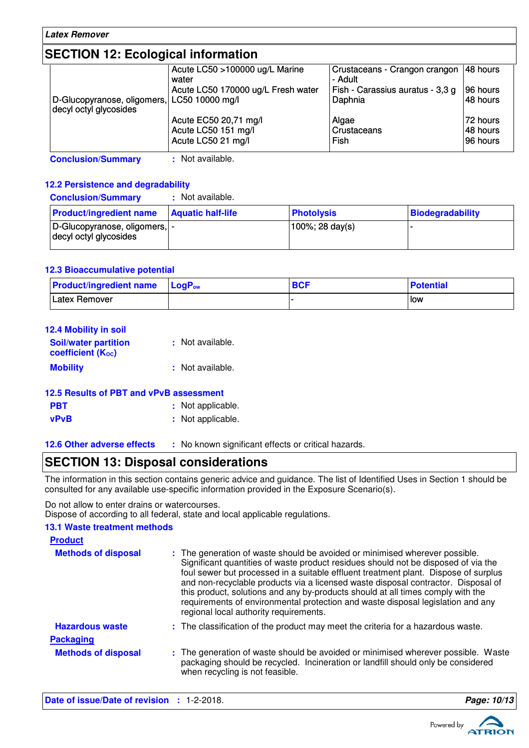## SECTION 12: Ecological information

| | | | |
|---|---|---|---|
| D-Glucopyranose, oligomers, decyl octyl glycosides | Acute LC50 >100000 ug/L Marine water | Crustaceans - Crangon crangon - Adult | 48 hours |
| | Acute LC50 170000 ug/L Fresh water | Fish - Carassius auratus - 3,3 g | 96 hours |
| | LC50 10000 mg/l | Daphnia | 48 hours |
| | Acute EC50 20,71 mg/l | Algae | 72 hours |
| | Acute LC50 151 mg/l | Crustaceans | 48 hours |
| | Acute LC50 21 mg/l | Fish | 96 hours |

**Conclusion/Summary** : Not available.

### 12.2 Persistence and degradability

**Conclusion/Summary** : Not available.

| Product/ingredient name | Aquatic half-life | Photolysis | Biodegradability |
|---|---|---|---|
| D-Glucopyranose, oligomers, decyl octyl glycosides | - | 100%; 28 day(s) | - |

### 12.3 Bioaccumulative potential

| Product/ingredient name | $LogP_{ow}$ | BCF | Potential |
|---|---|---|---|
| Latex Remover | | - | low |

### 12.4 Mobility in soil

**Soil/water partition coefficient ($K_{OC}$)** : Not available.

**Mobility** : Not available.

### 12.5 Results of PBT and vPvB assessment

**PBT** : Not applicable.

**vPvB** : Not applicable.

### 12.6 Other adverse effects

: No known significant effects or critical hazards.

## SECTION 13: Disposal considerations

The information in this section contains generic advice and guidance. The list of Identified Uses in Section 1 should be consulted for any available use-specific information provided in the Exposure Scenario(s).

Do not allow to enter drains or watercourses.
Dispose of according to all federal, state and local applicable regulations.

### 13.1 Waste treatment methods

**Product**

**Methods of disposal** : The generation of waste should be avoided or minimised wherever possible. Significant quantities of waste product residues should not be disposed of via the foul sewer but processed in a suitable effluent treatment plant. Dispose of surplus and non-recyclable products via a licensed waste disposal contractor. Disposal of this product, solutions and any by-products should at all times comply with the requirements of environmental protection and waste disposal legislation and any regional local authority requirements.

**Hazardous waste** : The classification of the product may meet the criteria for a hazardous waste.

**Packaging**

**Methods of disposal** : The generation of waste should be avoided or minimised wherever possible. Waste packaging should be recycled. Incineration or landfill should only be considered when recycling is not feasible.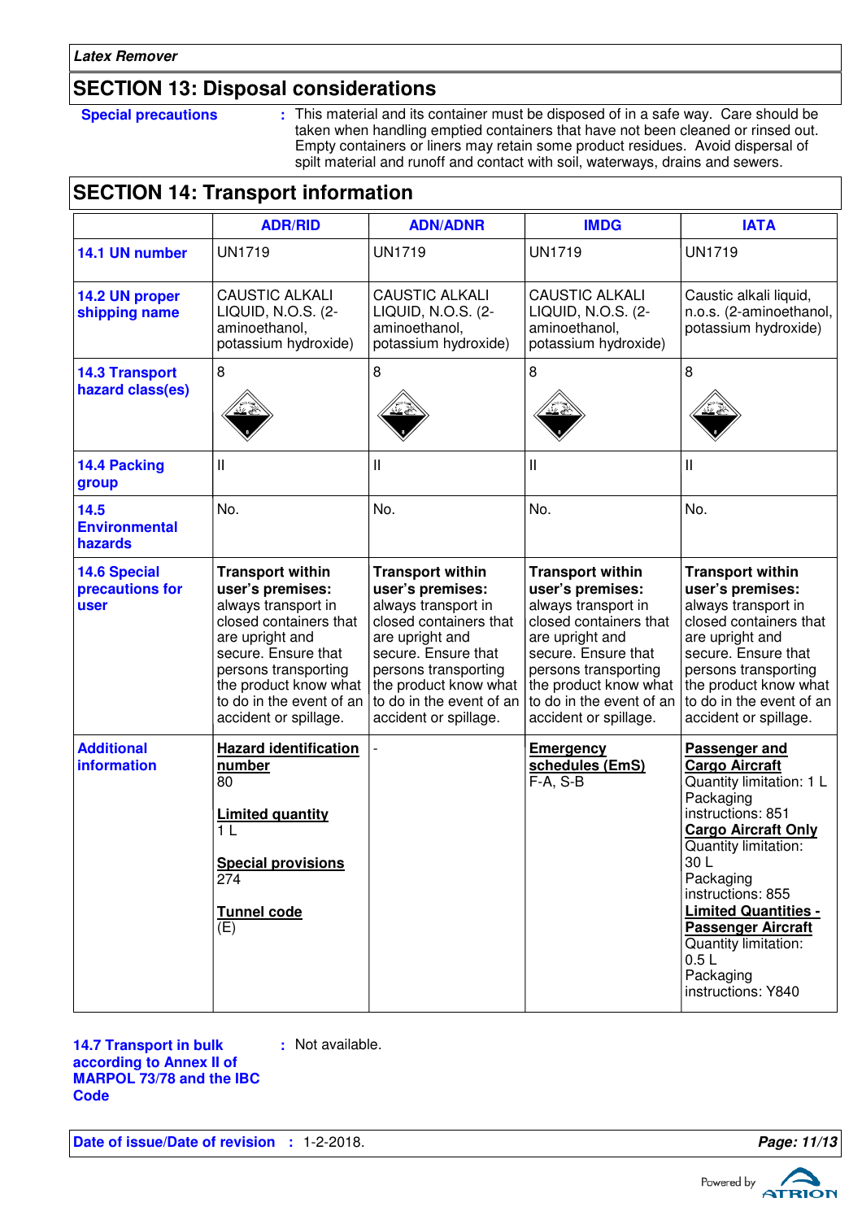## SECTION 13: Disposal considerations

**Special precautions** : This material and its container must be disposed of in a safe way. Care should be taken when handling emptied containers that have not been cleaned or rinsed out. Empty containers or liners may retain some product residues. Avoid dispersal of spilt material and runoff and contact with soil, waterways, drains and sewers.

## SECTION 14: Transport information

| | ADR/RID | ADN/ADNR | IMDG | IATA |
|---|---|---|---|---|
| **14.1 UN number** | UN1719 | UN1719 | UN1719 | UN1719 |
| **14.2 UN proper shipping name** | CAUSTIC ALKALI LIQUID, N.O.S. (2-aminoethanol, potassium hydroxide) | CAUSTIC ALKALI LIQUID, N.O.S. (2-aminoethanol, potassium hydroxide) | CAUSTIC ALKALI LIQUID, N.O.S. (2-aminoethanol, potassium hydroxide) | Caustic alkali liquid, n.o.s. (2-aminoethanol, potassium hydroxide) |
| **14.3 Transport hazard class(es)** | 8 | 8 | 8 | 8 |
| **14.4 Packing group** | II | II | II | II |
| **14.5 Environmental hazards** | No. | No. | No. | No. |
| **14.6 Special precautions for user** | **Transport within user's premises:** always transport in closed containers that are upright and secure. Ensure that persons transporting the product know what to do in the event of an accident or spillage. | **Transport within user's premises:** always transport in closed containers that are upright and secure. Ensure that persons transporting the product know what to do in the event of an accident or spillage. | **Transport within user's premises:** always transport in closed containers that are upright and secure. Ensure that persons transporting the product know what to do in the event of an accident or spillage. | **Transport within user's premises:** always transport in closed containers that are upright and secure. Ensure that persons transporting the product know what to do in the event of an accident or spillage. |
| **Additional information** | **Hazard identification number** 80<br><br>**Limited quantity** 1 L<br><br>**Special provisions** 274<br><br>**Tunnel code** (E) | - | **Emergency schedules (EmS)** F-A, S-B | **Passenger and Cargo Aircraft** Quantity limitation: 1 L Packaging instructions: 851 **Cargo Aircraft Only** Quantity limitation: 30 L Packaging instructions: 855 **Limited Quantities - Passenger Aircraft** Quantity limitation: 0.5 L Packaging instructions: Y840 |

**14.7 Transport in bulk according to Annex II of MARPOL 73/78 and the IBC Code** : Not available.

**Date of issue/Date of revision** : 1-2-2018.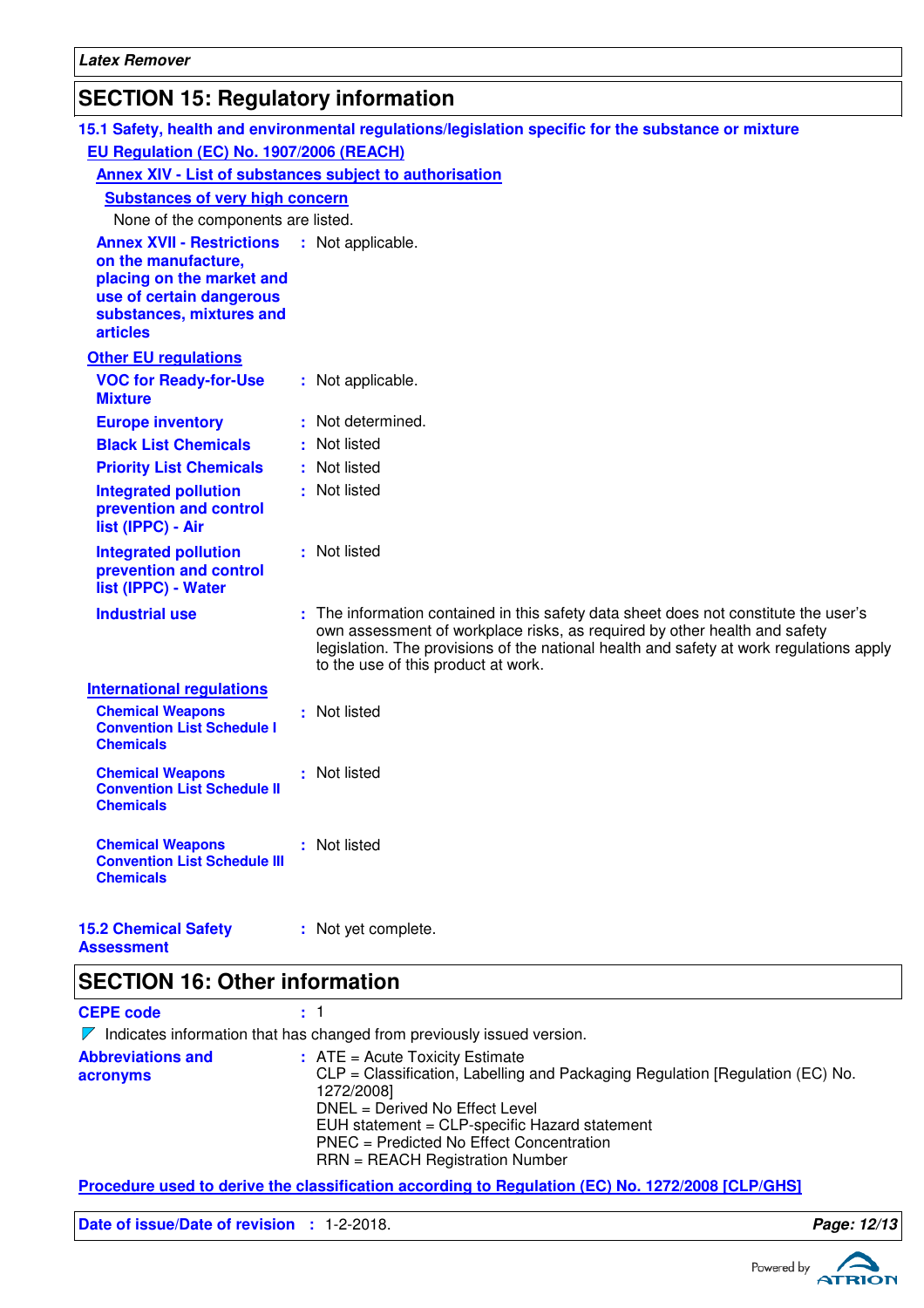## SECTION 15: Regulatory information

### 15.1 Safety, health and environmental regulations/legislation specific for the substance or mixture

**EU Regulation (EC) No. 1907/2006 (REACH)**

**Annex XIV - List of substances subject to authorisation**

**Substances of very high concern**

None of the components are listed.

**Annex XVII - Restrictions on the manufacture, placing on the market and use of certain dangerous substances, mixtures and articles** : Not applicable.

**Other EU regulations**

**VOC for Ready-for-Use Mixture** : Not applicable.

**Europe inventory** : Not determined.

**Black List Chemicals** : Not listed

**Priority List Chemicals** : Not listed

**Integrated pollution prevention and control list (IPPC) - Air** : Not listed

**Integrated pollution prevention and control list (IPPC) - Water** : Not listed

**Industrial use** : The information contained in this safety data sheet does not constitute the user's own assessment of workplace risks, as required by other health and safety legislation. The provisions of the national health and safety at work regulations apply to the use of this product at work.

**International regulations**

**Chemical Weapons Convention List Schedule I Chemicals** : Not listed

**Chemical Weapons Convention List Schedule II Chemicals** : Not listed

**Chemical Weapons Convention List Schedule III Chemicals** : Not listed

**15.2 Chemical Safety Assessment** : Not yet complete.

## SECTION 16: Other information

**CEPE code** : 1

Indicates information that has changed from previously issued version.

**Abbreviations and acronyms** : ATE = Acute Toxicity Estimate
CLP = Classification, Labelling and Packaging Regulation [Regulation (EC) No. 1272/2008]
DNEL = Derived No Effect Level
EUH statement = CLP-specific Hazard statement
PNEC = Predicted No Effect Concentration
RRN = REACH Registration Number

**Procedure used to derive the classification according to Regulation (EC) No. 1272/2008 [CLP/GHS]**

**Date of issue/Date of revision** : 1-2-2018.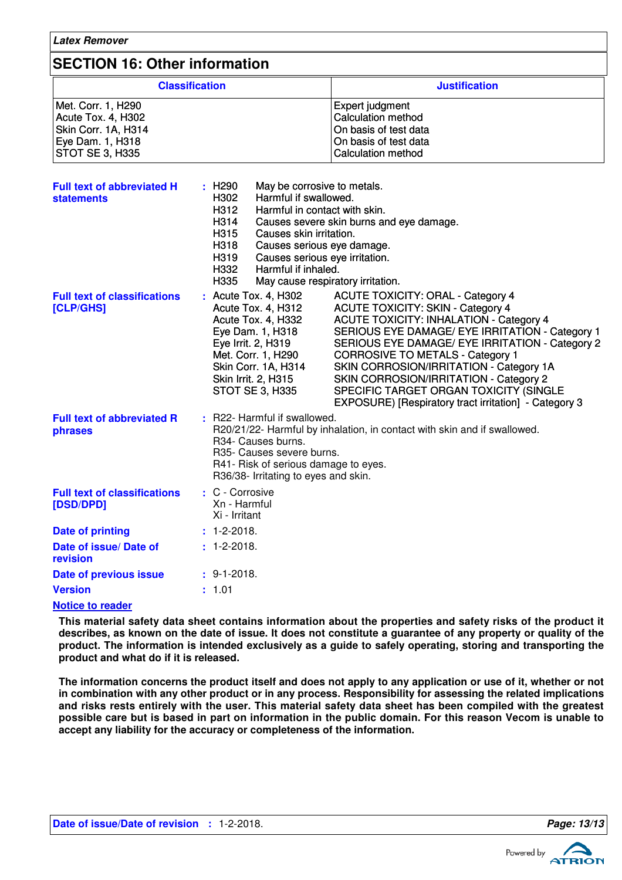## SECTION 16: Other information

| Classification | Justification |
|---|---|
| Met. Corr. 1, H290 | Expert judgment |
| Acute Tox. 4, H302 | Calculation method |
| Skin Corr. 1A, H314 | On basis of test data |
| Eye Dam. 1, H318 | On basis of test data |
| STOT SE 3, H335 | Calculation method |

**Full text of abbreviated H statements** :

| | |
|---|---|
| H290 | May be corrosive to metals. |
| H302 | Harmful if swallowed. |
| H312 | Harmful in contact with skin. |
| H314 | Causes severe skin burns and eye damage. |
| H315 | Causes skin irritation. |
| H318 | Causes serious eye damage. |
| H319 | Causes serious eye irritation. |
| H332 | Harmful if inhaled. |
| H335 | May cause respiratory irritation. |

**Full text of classifications [CLP/GHS]** :

| | |
|---|---|
| Acute Tox. 4, H302 | ACUTE TOXICITY: ORAL - Category 4 |
| Acute Tox. 4, H312 | ACUTE TOXICITY: SKIN - Category 4 |
| Acute Tox. 4, H332 | ACUTE TOXICITY: INHALATION - Category 4 |
| Eye Dam. 1, H318 | SERIOUS EYE DAMAGE/ EYE IRRITATION - Category 1 |
| Eye Irrit. 2, H319 | SERIOUS EYE DAMAGE/ EYE IRRITATION - Category 2 |
| Met. Corr. 1, H290 | CORROSIVE TO METALS - Category 1 |
| Skin Corr. 1A, H314 | SKIN CORROSION/IRRITATION - Category 1A |
| Skin Irrit. 2, H315 | SKIN CORROSION/IRRITATION - Category 2 |
| STOT SE 3, H335 | SPECIFIC TARGET ORGAN TOXICITY (SINGLE EXPOSURE) [Respiratory tract irritation] - Category 3 |

**Full text of abbreviated R phrases** :

R22- Harmful if swallowed.
R20/21/22- Harmful by inhalation, in contact with skin and if swallowed.
R34- Causes burns.
R35- Causes severe burns.
R41- Risk of serious damage to eyes.
R36/38- Irritating to eyes and skin.

**Full text of classifications [DSD/DPD]** :

C - Corrosive
Xn - Harmful
Xi - Irritant

**Date of printing** : 1-2-2018.

**Date of issue/ Date of revision** : 1-2-2018.

**Date of previous issue** : 9-1-2018.

**Version** : 1.01

**Notice to reader**

**This material safety data sheet contains information about the properties and safety risks of the product it describes, as known on the date of issue. It does not constitute a guarantee of any property or quality of the product. The information is intended exclusively as a guide to safely operating, storing and transporting the product and what do if it is released.**

**The information concerns the product itself and does not apply to any application or use of it, whether or not in combination with any other product or in any process. Responsibility for assessing the related implications and risks rests entirely with the user. This material safety data sheet has been compiled with the greatest possible care but is based in part on information in the public domain. For this reason Vecom is unable to accept any liability for the accuracy or completeness of the information.**